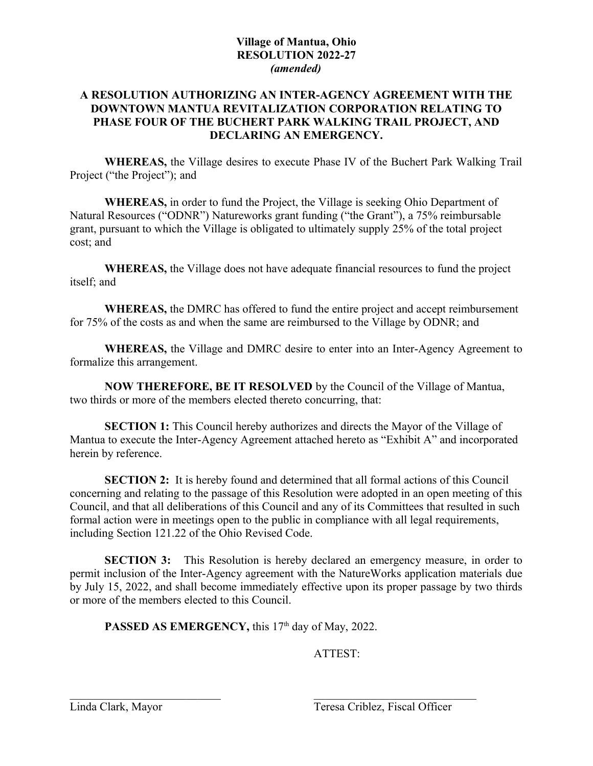**Village of Mantua, Ohio**
**RESOLUTION 2022-27**
***(amended)***

# A RESOLUTION AUTHORIZING AN INTER-AGENCY AGREEMENT WITH THE DOWNTOWN MANTUA REVITALIZATION CORPORATION RELATING TO PHASE FOUR OF THE BUCHERT PARK WALKING TRAIL PROJECT, AND DECLARING AN EMERGENCY.

**WHEREAS,** the Village desires to execute Phase IV of the Buchert Park Walking Trail Project ("the Project"); and

**WHEREAS,** in order to fund the Project, the Village is seeking Ohio Department of Natural Resources ("ODNR") Natureworks grant funding ("the Grant"), a 75% reimbursable grant, pursuant to which the Village is obligated to ultimately supply 25% of the total project cost; and

**WHEREAS,** the Village does not have adequate financial resources to fund the project itself; and

**WHEREAS,** the DMRC has offered to fund the entire project and accept reimbursement for 75% of the costs as and when the same are reimbursed to the Village by ODNR; and

**WHEREAS,** the Village and DMRC desire to enter into an Inter-Agency Agreement to formalize this arrangement.

**NOW THEREFORE, BE IT RESOLVED** by the Council of the Village of Mantua, two thirds or more of the members elected thereto concurring, that:

**SECTION 1:** This Council hereby authorizes and directs the Mayor of the Village of Mantua to execute the Inter-Agency Agreement attached hereto as "Exhibit A" and incorporated herein by reference.

**SECTION 2:** It is hereby found and determined that all formal actions of this Council concerning and relating to the passage of this Resolution were adopted in an open meeting of this Council, and that all deliberations of this Council and any of its Committees that resulted in such formal action were in meetings open to the public in compliance with all legal requirements, including Section 121.22 of the Ohio Revised Code.

**SECTION 3:** This Resolution is hereby declared an emergency measure, in order to permit inclusion of the Inter-Agency agreement with the NatureWorks application materials due by July 15, 2022, and shall become immediately effective upon its proper passage by two thirds or more of the members elected to this Council.

**PASSED AS EMERGENCY,** this 17th day of May, 2022.

ATTEST:

\_\_\_\_\_\_\_\_\_\_\_\_\_\_\_\_\_\_\_\_\_\_\_\_\_\_\_ \_\_\_\_\_\_\_\_\_\_\_\_\_\_\_\_\_\_\_\_\_\_\_\_\_\_\_\_\_\_

Linda Clark, Mayor Teresa Criblez, Fiscal Officer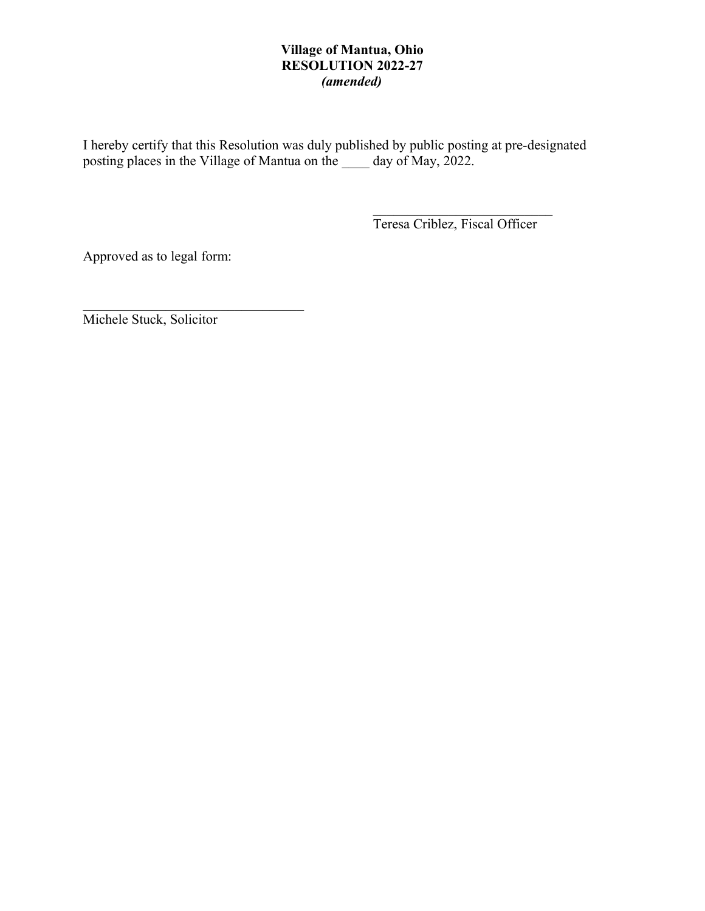**Village of Mantua, Ohio**
**RESOLUTION 2022-27**
***(amended)***

I hereby certify that this Resolution was duly published by public posting at pre-designated posting places in the Village of Mantua on the ____ day of May, 2022.

___________________________
Teresa Criblez, Fiscal Officer

Approved as to legal form:

_________________________________
Michele Stuck, Solicitor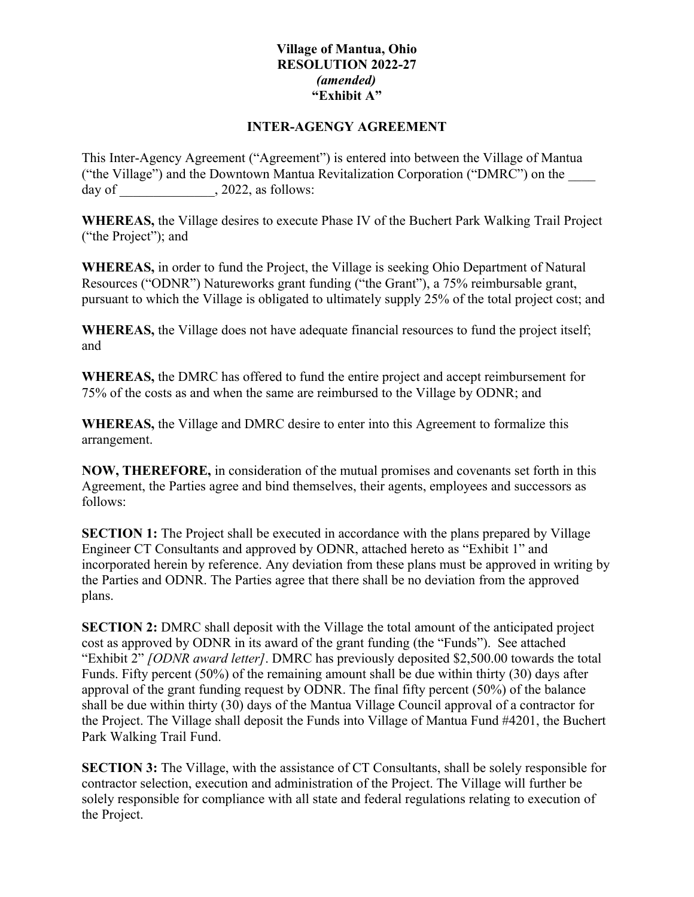**Village of Mantua, Ohio**
**RESOLUTION 2022-27**
***(amended)***
**"Exhibit A"**

**INTER-AGENGY AGREEMENT**

This Inter-Agency Agreement ("Agreement") is entered into between the Village of Mantua ("the Village") and the Downtown Mantua Revitalization Corporation ("DMRC") on the ____ day of ______________, 2022, as follows:

**WHEREAS,** the Village desires to execute Phase IV of the Buchert Park Walking Trail Project ("the Project"); and

**WHEREAS,** in order to fund the Project, the Village is seeking Ohio Department of Natural Resources ("ODNR") Natureworks grant funding ("the Grant"), a 75% reimbursable grant, pursuant to which the Village is obligated to ultimately supply 25% of the total project cost; and

**WHEREAS,** the Village does not have adequate financial resources to fund the project itself; and

**WHEREAS,** the DMRC has offered to fund the entire project and accept reimbursement for 75% of the costs as and when the same are reimbursed to the Village by ODNR; and

**WHEREAS,** the Village and DMRC desire to enter into this Agreement to formalize this arrangement.

**NOW, THEREFORE,** in consideration of the mutual promises and covenants set forth in this Agreement, the Parties agree and bind themselves, their agents, employees and successors as follows:

**SECTION 1:** The Project shall be executed in accordance with the plans prepared by Village Engineer CT Consultants and approved by ODNR, attached hereto as "Exhibit 1" and incorporated herein by reference. Any deviation from these plans must be approved in writing by the Parties and ODNR. The Parties agree that there shall be no deviation from the approved plans.

**SECTION 2:** DMRC shall deposit with the Village the total amount of the anticipated project cost as approved by ODNR in its award of the grant funding (the "Funds"). See attached "Exhibit 2" *[ODNR award letter]*. DMRC has previously deposited $2,500.00 towards the total Funds. Fifty percent (50%) of the remaining amount shall be due within thirty (30) days after approval of the grant funding request by ODNR. The final fifty percent (50%) of the balance shall be due within thirty (30) days of the Mantua Village Council approval of a contractor for the Project. The Village shall deposit the Funds into Village of Mantua Fund #4201, the Buchert Park Walking Trail Fund.

**SECTION 3:** The Village, with the assistance of CT Consultants, shall be solely responsible for contractor selection, execution and administration of the Project. The Village will further be solely responsible for compliance with all state and federal regulations relating to execution of the Project.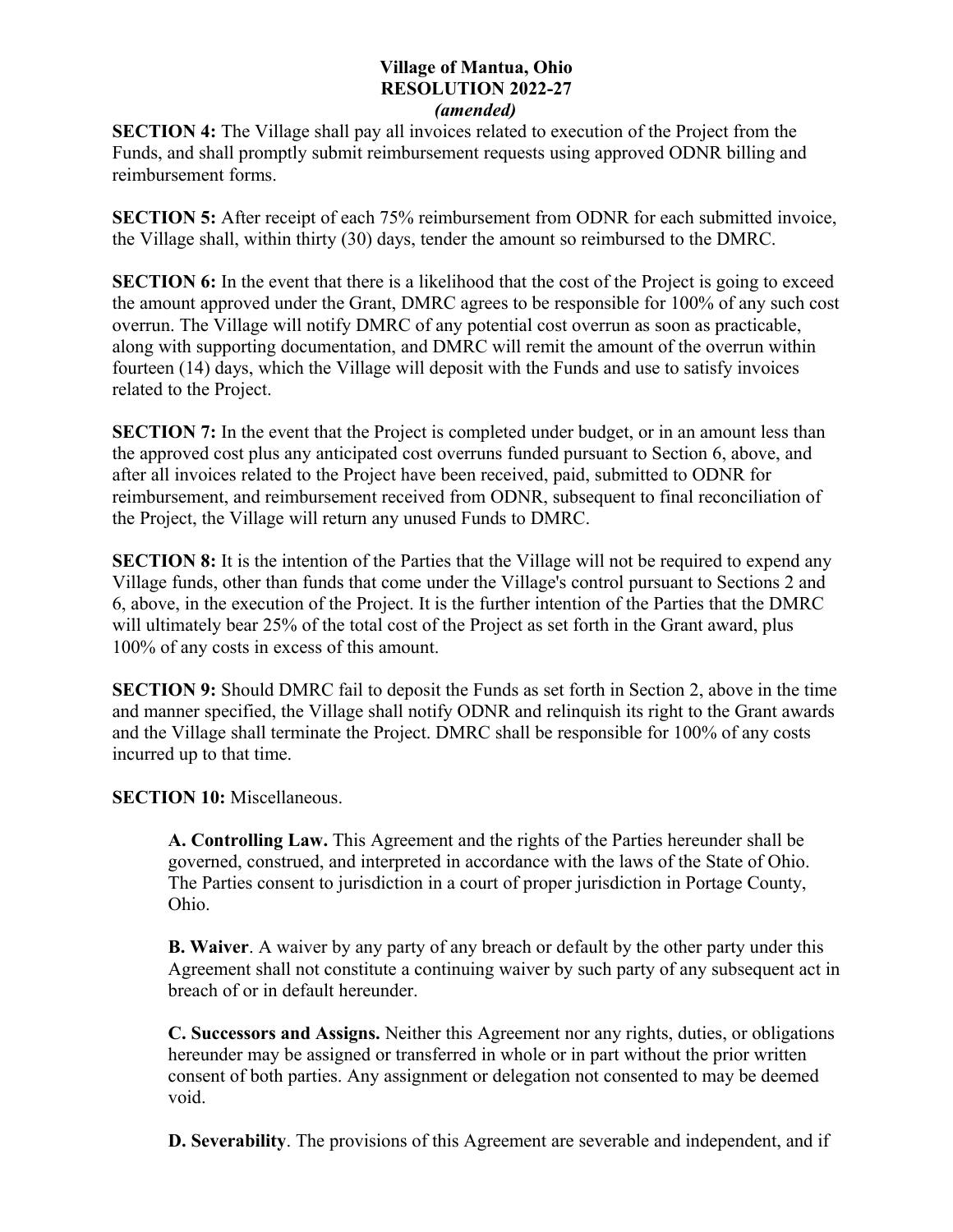**Village of Mantua, Ohio**
**RESOLUTION 2022-27**
***(amended)***

**SECTION 4:** The Village shall pay all invoices related to execution of the Project from the Funds, and shall promptly submit reimbursement requests using approved ODNR billing and reimbursement forms.

**SECTION 5:** After receipt of each 75% reimbursement from ODNR for each submitted invoice, the Village shall, within thirty (30) days, tender the amount so reimbursed to the DMRC.

**SECTION 6:** In the event that there is a likelihood that the cost of the Project is going to exceed the amount approved under the Grant, DMRC agrees to be responsible for 100% of any such cost overrun. The Village will notify DMRC of any potential cost overrun as soon as practicable, along with supporting documentation, and DMRC will remit the amount of the overrun within fourteen (14) days, which the Village will deposit with the Funds and use to satisfy invoices related to the Project.

**SECTION 7:** In the event that the Project is completed under budget, or in an amount less than the approved cost plus any anticipated cost overruns funded pursuant to Section 6, above, and after all invoices related to the Project have been received, paid, submitted to ODNR for reimbursement, and reimbursement received from ODNR, subsequent to final reconciliation of the Project, the Village will return any unused Funds to DMRC.

**SECTION 8:** It is the intention of the Parties that the Village will not be required to expend any Village funds, other than funds that come under the Village's control pursuant to Sections 2 and 6, above, in the execution of the Project. It is the further intention of the Parties that the DMRC will ultimately bear 25% of the total cost of the Project as set forth in the Grant award, plus 100% of any costs in excess of this amount.

**SECTION 9:** Should DMRC fail to deposit the Funds as set forth in Section 2, above in the time and manner specified, the Village shall notify ODNR and relinquish its right to the Grant awards and the Village shall terminate the Project. DMRC shall be responsible for 100% of any costs incurred up to that time.

**SECTION 10:** Miscellaneous.

> **A. Controlling Law.** This Agreement and the rights of the Parties hereunder shall be governed, construed, and interpreted in accordance with the laws of the State of Ohio. The Parties consent to jurisdiction in a court of proper jurisdiction in Portage County, Ohio.
>
> **B. Waiver**. A waiver by any party of any breach or default by the other party under this Agreement shall not constitute a continuing waiver by such party of any subsequent act in breach of or in default hereunder.
>
> **C. Successors and Assigns.** Neither this Agreement nor any rights, duties, or obligations hereunder may be assigned or transferred in whole or in part without the prior written consent of both parties. Any assignment or delegation not consented to may be deemed void.
>
> **D. Severability**. The provisions of this Agreement are severable and independent, and if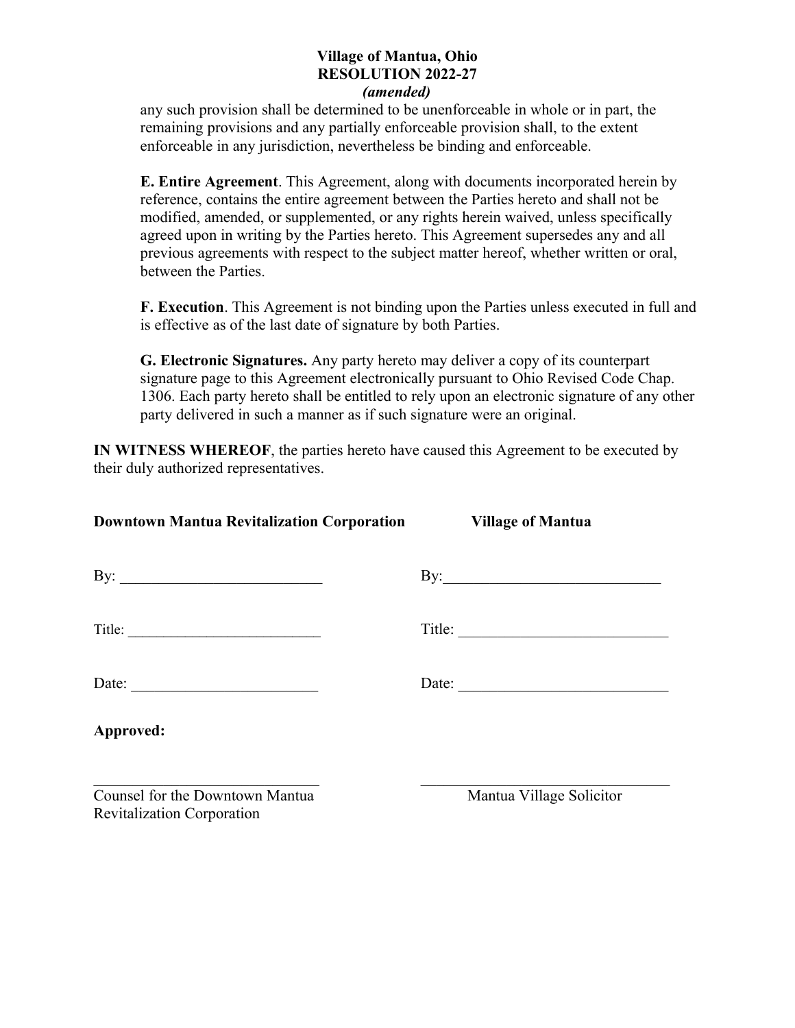any such provision shall be determined to be unenforceable in whole or in part, the remaining provisions and any partially enforceable provision shall, to the extent enforceable in any jurisdiction, nevertheless be binding and enforceable.

**E. Entire Agreement**. This Agreement, along with documents incorporated herein by reference, contains the entire agreement between the Parties hereto and shall not be modified, amended, or supplemented, or any rights herein waived, unless specifically agreed upon in writing by the Parties hereto. This Agreement supersedes any and all previous agreements with respect to the subject matter hereof, whether written or oral, between the Parties.

**F. Execution**. This Agreement is not binding upon the Parties unless executed in full and is effective as of the last date of signature by both Parties.

**G. Electronic Signatures.** Any party hereto may deliver a copy of its counterpart signature page to this Agreement electronically pursuant to Ohio Revised Code Chap. 1306. Each party hereto shall be entitled to rely upon an electronic signature of any other party delivered in such a manner as if such signature were an original.

**IN WITNESS WHEREOF**, the parties hereto have caused this Agreement to be executed by their duly authorized representatives.

| **Downtown Mantua Revitalization Corporation** | **Village of Mantua** |
|---|---|
| By: __________________________ | By: ____________________________ |
| Title: _________________________ | Title: ___________________________ |
| Date: ________________________ | Date: ___________________________ |

**Approved:**

| | |
|---|---|
| ______________________________ | ________________________________ |
| Counsel for the Downtown Mantua Revitalization Corporation | Mantua Village Solicitor |